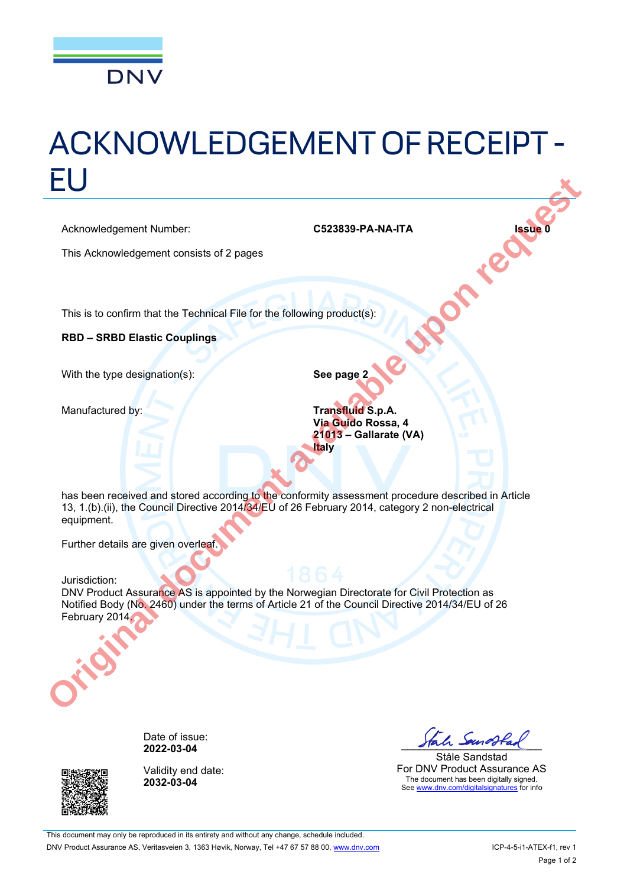DNV

# ACKNOWLEDGEMENT OF RECEIPT - EU

Acknowledgement Number: **C523839-PA-NA-ITA** **Issue 0**

This Acknowledgement consists of 2 pages

This is to confirm that the Technical File for the following product(s):

**RBD – SRBD Elastic Couplings**

With the type designation(s): **See page 2**

Manufactured by: **Transfluid S.p.A.**
**Via Guido Rossa, 4**
**21013 – Gallarate (VA)**
**Italy**

has been received and stored according to the conformity assessment procedure described in Article 13, 1.(b).(ii), the Council Directive 2014/34/EU of 26 February 2014, category 2 non-electrical equipment.

Further details are given overleaf.

Jurisdiction:
DNV Product Assurance AS is appointed by the Norwegian Directorate for Civil Protection as Notified Body (No. 2460) under the terms of Article 21 of the Council Directive 2014/34/EU of 26 February 2014.

Original document available upon request

Date of issue:
**2022-03-04**

Validity end date:
**2032-03-04**

Ståle Sandstad
For DNV Product Assurance AS
The document has been digitally signed.
See www.dnv.com/digitalsignatures for info

This document may only be reproduced in its entirety and without any change, schedule included.
DNV Product Assurance AS, Veritasveien 3, 1363 Høvik, Norway, Tel +47 67 57 88 00, www.dnv.com

ICP-4-5-i1-ATEX-f1, rev 1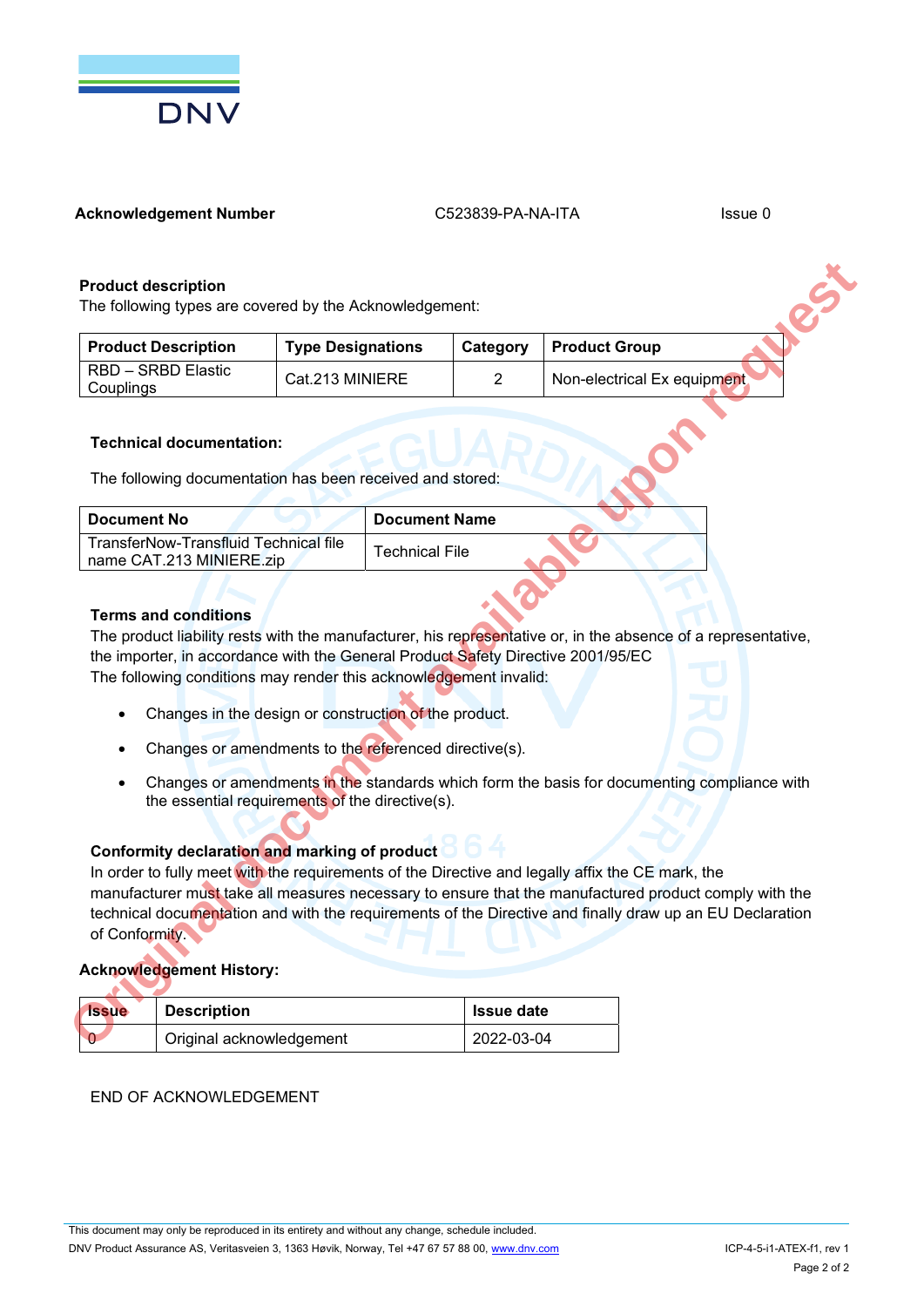**Acknowledgement Number** C523839-PA-NA-ITA Issue 0

**Product description**
The following types are covered by the Acknowledgement:

| Product Description | Type Designations | Category | Product Group |
|---|---|---|---|
| RBD – SRBD Elastic Couplings | Cat.213 MINIERE | 2 | Non-electrical Ex equipment |

**Technical documentation:**

The following documentation has been received and stored:

| Document No | Document Name |
|---|---|
| TransferNow-Transfluid Technical file name CAT.213 MINIERE.zip | Technical File |

**Terms and conditions**
The product liability rests with the manufacturer, his representative or, in the absence of a representative, the importer, in accordance with the General Product Safety Directive 2001/95/EC
The following conditions may render this acknowledgement invalid:

- Changes in the design or construction of the product.
- Changes or amendments to the referenced directive(s).
- Changes or amendments in the standards which form the basis for documenting compliance with the essential requirements of the directive(s).

**Conformity declaration and marking of product**
In order to fully meet with the requirements of the Directive and legally affix the CE mark, the manufacturer must take all measures necessary to ensure that the manufactured product comply with the technical documentation and with the requirements of the Directive and finally draw up an EU Declaration of Conformity.

**Acknowledgement History:**

| Issue | Description | Issue date |
|---|---|---|
| 0 | Original acknowledgement | 2022-03-04 |

END OF ACKNOWLEDGEMENT

Original document available upon request

This document may only be reproduced in its entirety and without any change, schedule included.
DNV Product Assurance AS, Veritasveien 3, 1363 Høvik, Norway, Tel +47 67 57 88 00, www.dnv.com
ICP-4-5-i1-ATEX-f1, rev 1